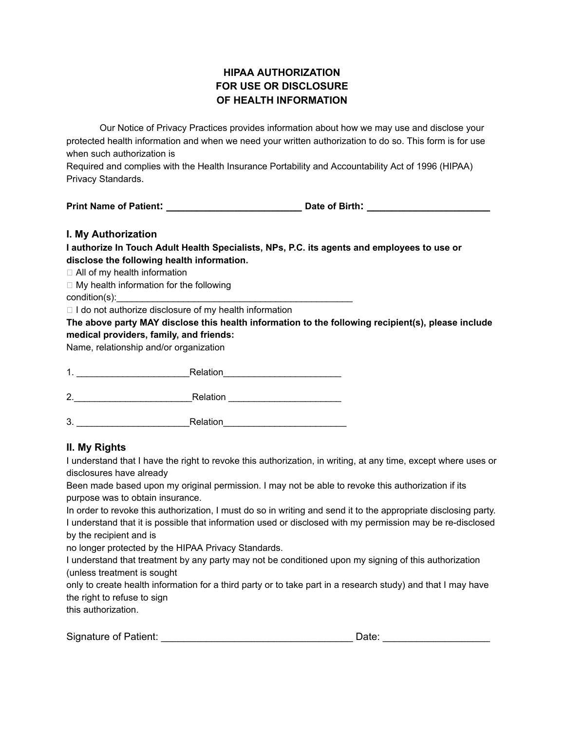# HIPAA AUTHORIZATION
# FOR USE OR DISCLOSURE
# OF HEALTH INFORMATION

Our Notice of Privacy Practices provides information about how we may use and disclose your protected health information and when we need your written authorization to do so. This form is for use when such authorization is
Required and complies with the Health Insurance Portability and Accountability Act of 1996 (HIPAA) Privacy Standards.

**Print Name of Patient: _________________________ Date of Birth: _______________________**

## I. My Authorization

**I authorize In Touch Adult Health Specialists, NPs, P.C. its agents and employees to use or disclose the following health information.**

☐ All of my health information
☐ My health information for the following condition(s):_____________________________________________
☐ I do not authorize disclosure of my health information

**The above party MAY disclose this health information to the following recipient(s), please include medical providers, family, and friends:**

Name, relationship and/or organization

1. _____________________Relation______________________

2._______________________Relation _____________________

3. _____________________Relation_______________________

## II. My Rights

I understand that I have the right to revoke this authorization, in writing, at any time, except where uses or disclosures have already
Been made based upon my original permission. I may not be able to revoke this authorization if its purpose was to obtain insurance.
In order to revoke this authorization, I must do so in writing and send it to the appropriate disclosing party.
I understand that it is possible that information used or disclosed with my permission may be re-disclosed by the recipient and is
no longer protected by the HIPAA Privacy Standards.
I understand that treatment by any party may not be conditioned upon my signing of this authorization (unless treatment is sought
only to create health information for a third party or to take part in a research study) and that I may have the right to refuse to sign
this authorization.

Signature of Patient: __________________________________ Date: __________________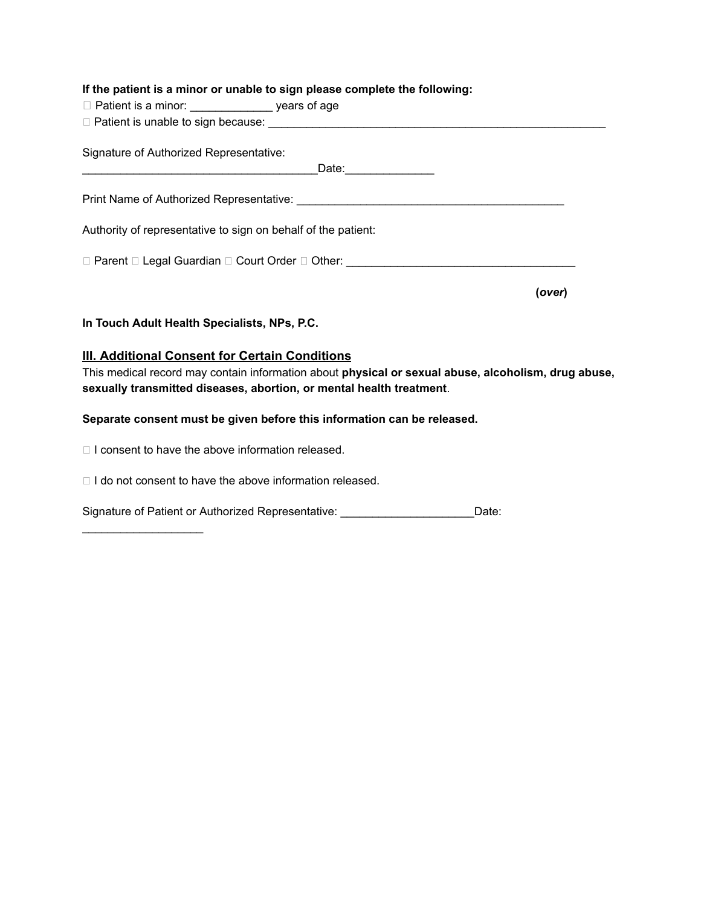**If the patient is a minor or unable to sign please complete the following:**

☐ Patient is a minor: _____________ years of age

☐ Patient is unable to sign because: ________________________________________________________

Signature of Authorized Representative:

____________________________________Date:______________

Print Name of Authorized Representative: ____________________________________________

Authority of representative to sign on behalf of the patient:

☐ Parent ☐ Legal Guardian ☐ Court Order ☐ Other: _____________________________________

**(*over*)**

**In Touch Adult Health Specialists, NPs, P.C.**

## III. Additional Consent for Certain Conditions

This medical record may contain information about **physical or sexual abuse, alcoholism, drug abuse, sexually transmitted diseases, abortion, or mental health treatment**.

**Separate consent must be given before this information can be released.**

☐ I consent to have the above information released.

☐ I do not consent to have the above information released.

Signature of Patient or Authorized Representative: _____________________Date: ___________________